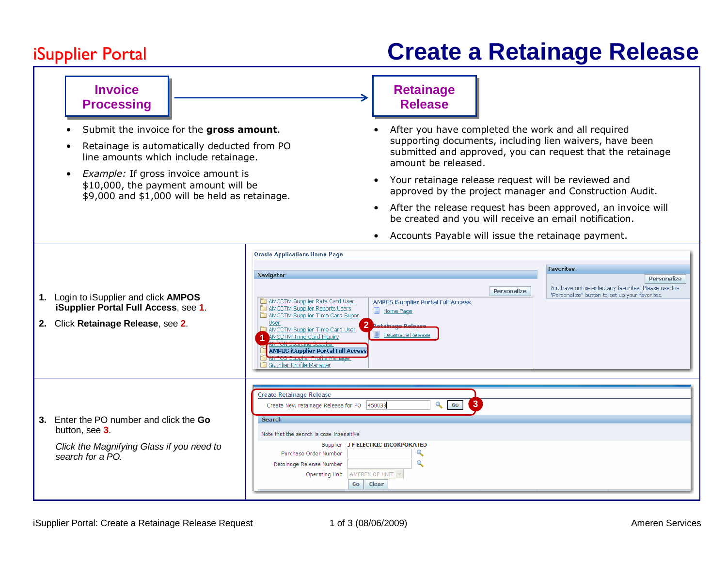# iSupplier Portal

# Create a Retainage Release

## Invoice Processing

- Submit the invoice for the **gross amount**.
- Retainage is automatically deducted from PO line amounts which include retainage.
- *Example:* If gross invoice amount is $10,000, the payment amount will be $9,000 and $1,000 will be held as retainage.

## Retainage Release

- After you have completed the work and all required supporting documents, including lien waivers, have been submitted and approved, you can request that the retainage amount be released.
- Your retainage release request will be reviewed and approved by the project manager and Construction Audit.
- After the release request has been approved, an invoice will be created and you will receive an email notification.
- Accounts Payable will issue the retainage payment.

---

1. Login to iSupplier and click **AMPOS iSupplier Portal Full Access**, see **1**.
2. Click **Retainage Release**, see **2**.

Oracle Applications Home Page

Navigator

Personalize

- AMCCTM Supplier Rate Card User
- AMCCTM Supplier Reports Users
- AMCCTM Supplier Time Card Super User
- AMCCTM Supplier Time Card User
- AMCCTM Time Card Inquiry
- AMPON Sourcing Supplier
- AMPOS iSupplier Portal Full Access
- AMPOS Supplier Profile Manager
- Supplier Profile Manager

AMPOS iSupplier Portal Full Access
- Home Page

Retainage Release
- Retainage Release

Favorites

Personalize

You have not selected any favorites. Please use the "Personalize" button to set up your favorites.

---

3. Enter the PO number and click the **Go** button, see **3**.

   *Click the Magnifying Glass if you need to search for a PO.*

Create Retainage Release

Create New retainage Release for PO [450033] Go

Search

Note that the search is case insensitive

Supplier J F ELECTRIC INCORPORATED

Purchase Order Number

Retainage Release Number

Operating Unit AMEREN OP UNIT

Go Clear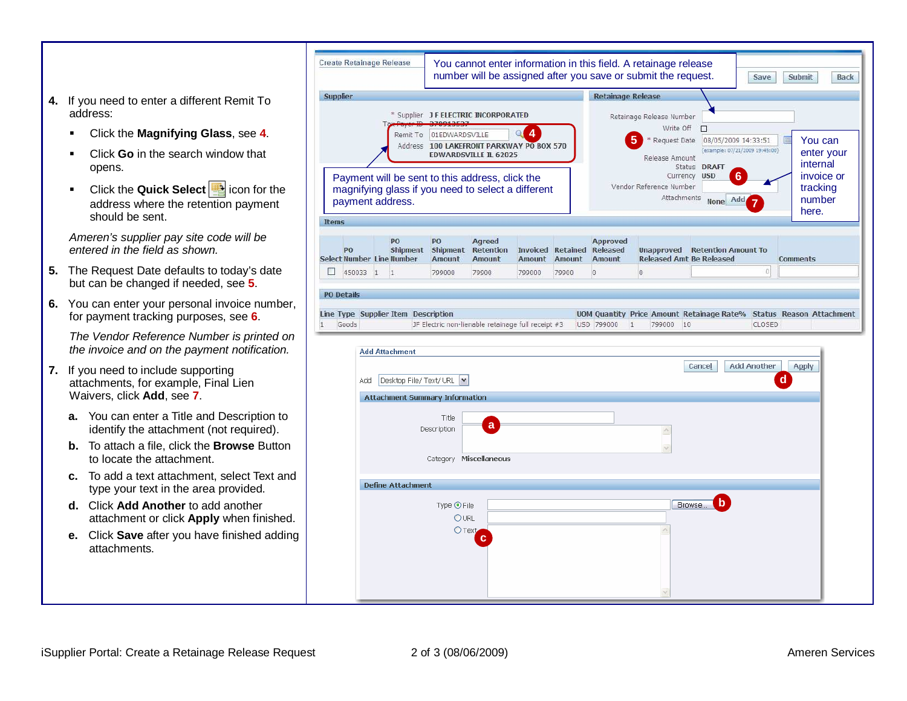4. If you need to enter a different Remit To address:
   - Click the **Magnifying Glass**, see **4**.
   - Click **Go** in the search window that opens.
   - Click the **Quick Select** icon for the address where the retention payment should be sent.

   *Ameren's supplier pay site code will be entered in the field as shown.*

5. The Request Date defaults to today's date but can be changed if needed, see **5**.

6. You can enter your personal invoice number, for payment tracking purposes, see **6**.

   *The Vendor Reference Number is printed on the invoice and on the payment notification.*

7. If you need to include supporting attachments, for example, Final Lien Waivers, click **Add**, see **7**.

   **a.** You can enter a Title and Description to identify the attachment (not required).

   **b.** To attach a file, click the **Browse** Button to locate the attachment.

   **c.** To add a text attachment, select Text and type your text in the area provided.

   **d.** Click **Add Another** to add another attachment or click **Apply** when finished.

   **e.** Click **Save** after you have finished adding attachments.

You cannot enter information in this field. A retainage release number will be assigned after you save or submit the request.

Payment will be sent to this address, click the magnifying glass if you need to select a different payment address.

You can enter your internal invoice or tracking number here.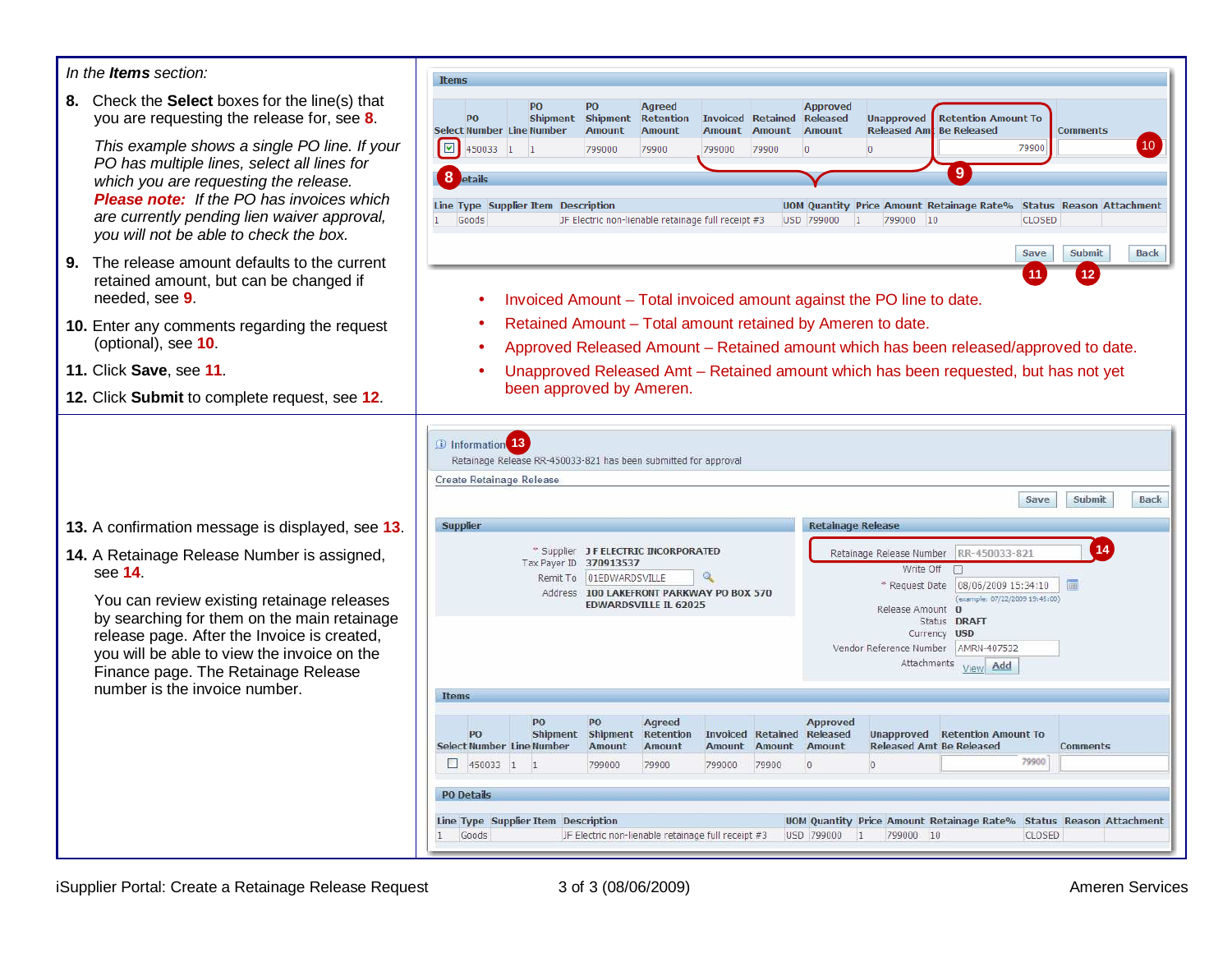*In the **Items** section:*

**8.** Check the **Select** boxes for the line(s) that you are requesting the release for, see **8**.

*This example shows a single PO line. If your PO has multiple lines, select all lines for which you are requesting the release.* ***Please note:*** *If the PO has invoices which are currently pending lien waiver approval, you will not be able to check the box.*

**9.** The release amount defaults to the current retained amount, but can be changed if needed, see **9**.

**10.** Enter any comments regarding the request (optional), see **10**.

**11.** Click **Save**, see **11**.

**12.** Click **Submit** to complete request, see **12**.

- Invoiced Amount – Total invoiced amount against the PO line to date.
- Retained Amount – Total amount retained by Ameren to date.
- Approved Released Amount – Retained amount which has been released/approved to date.
- Unapproved Released Amt – Retained amount which has been requested, but has not yet been approved by Ameren.

**13.** A confirmation message is displayed, see **13**.

**14.** A Retainage Release Number is assigned, see **14**.

You can review existing retainage releases by searching for them on the main retainage release page. After the Invoice is created, you will be able to view the invoice on the Finance page. The Retainage Release number is the invoice number.